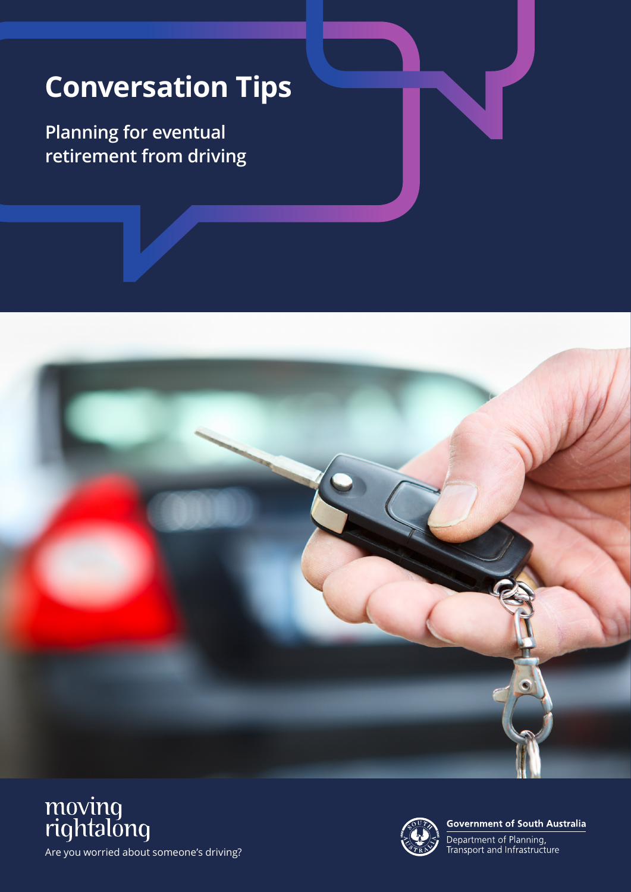# Conversation Tips

## Planning for eventual retirement from driving

moving rightalong

Are you worried about someone's driving?

**Government of South Australia**

Department of Planning, Transport and Infrastructure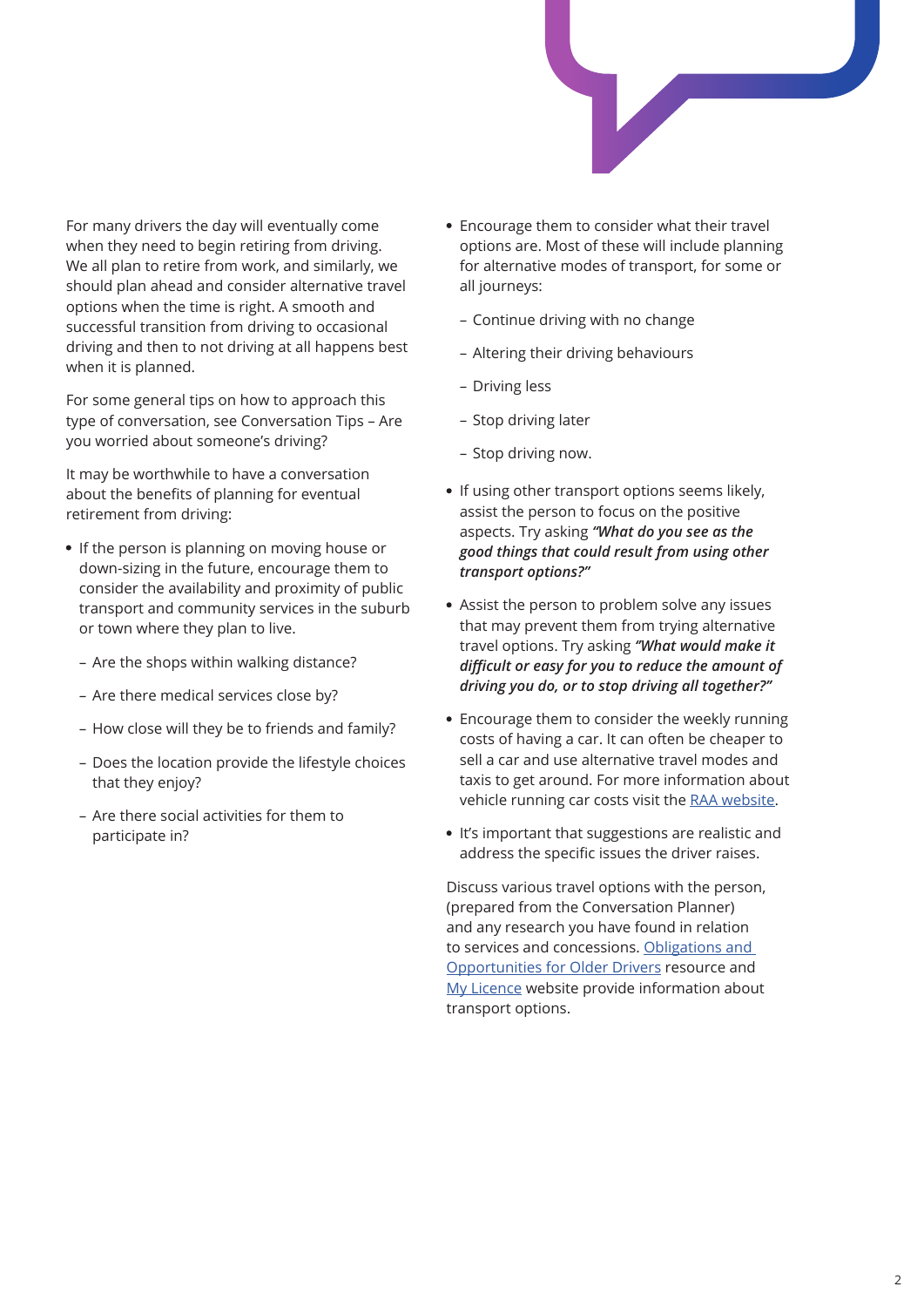For many drivers the day will eventually come when they need to begin retiring from driving. We all plan to retire from work, and similarly, we should plan ahead and consider alternative travel options when the time is right. A smooth and successful transition from driving to occasional driving and then to not driving at all happens best when it is planned.

For some general tips on how to approach this type of conversation, see Conversation Tips – Are you worried about someone's driving?

It may be worthwhile to have a conversation about the benefits of planning for eventual retirement from driving:

- If the person is planning on moving house or down-sizing in the future, encourage them to consider the availability and proximity of public transport and community services in the suburb or town where they plan to live.
  - Are the shops within walking distance?
  - Are there medical services close by?
  - How close will they be to friends and family?
  - Does the location provide the lifestyle choices that they enjoy?
  - Are there social activities for them to participate in?
- Encourage them to consider what their travel options are. Most of these will include planning for alternative modes of transport, for some or all journeys:
  - Continue driving with no change
  - Altering their driving behaviours
  - Driving less
  - Stop driving later
  - Stop driving now.
- If using other transport options seems likely, assist the person to focus on the positive aspects. Try asking ***"What do you see as the good things that could result from using other transport options?"***
- Assist the person to problem solve any issues that may prevent them from trying alternative travel options. Try asking ***"What would make it difficult or easy for you to reduce the amount of driving you do, or to stop driving all together?"***
- Encourage them to consider the weekly running costs of having a car. It can often be cheaper to sell a car and use alternative travel modes and taxis to get around. For more information about vehicle running car costs visit the RAA website.
- It's important that suggestions are realistic and address the specific issues the driver raises.

Discuss various travel options with the person, (prepared from the Conversation Planner) and any research you have found in relation to services and concessions. Obligations and Opportunities for Older Drivers resource and My Licence website provide information about transport options.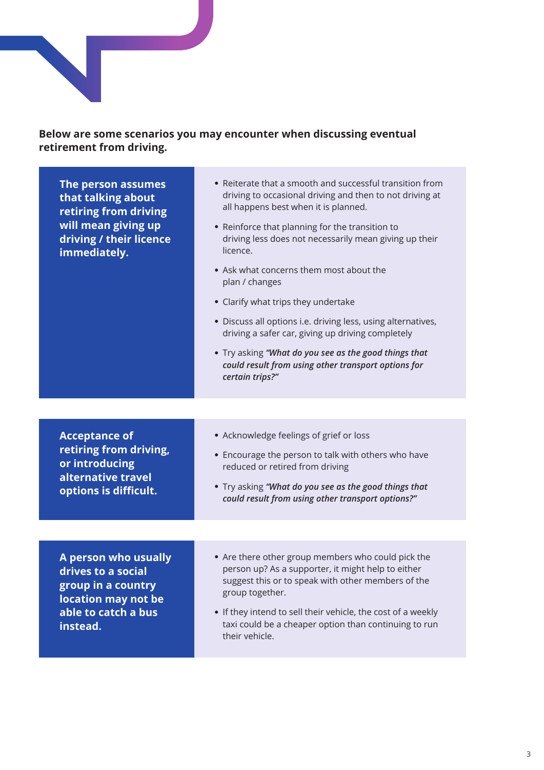**Below are some scenarios you may encounter when discussing eventual retirement from driving.**

| Scenario | Suggestions |
|---|---|
| **The person assumes that talking about retiring from driving will mean giving up driving / their licence immediately.** | • Reiterate that a smooth and successful transition from driving to occasional driving and then to not driving at all happens best when it is planned.<br>• Reinforce that planning for the transition to driving less does not necessarily mean giving up their licence.<br>• Ask what concerns them most about the plan / changes<br>• Clarify what trips they undertake<br>• Discuss all options i.e. driving less, using alternatives, driving a safer car, giving up driving completely<br>• Try asking ***"What do you see as the good things that could result from using other transport options for certain trips?"*** |
| **Acceptance of retiring from driving, or introducing alternative travel options is difficult.** | • Acknowledge feelings of grief or loss<br>• Encourage the person to talk with others who have reduced or retired from driving<br>• Try asking ***"What do you see as the good things that could result from using other transport options?"*** |
| **A person who usually drives to a social group in a country location may not be able to catch a bus instead.** | • Are there other group members who could pick the person up? As a supporter, it might help to either suggest this or to speak with other members of the group together.<br>• If they intend to sell their vehicle, the cost of a weekly taxi could be a cheaper option than continuing to run their vehicle. |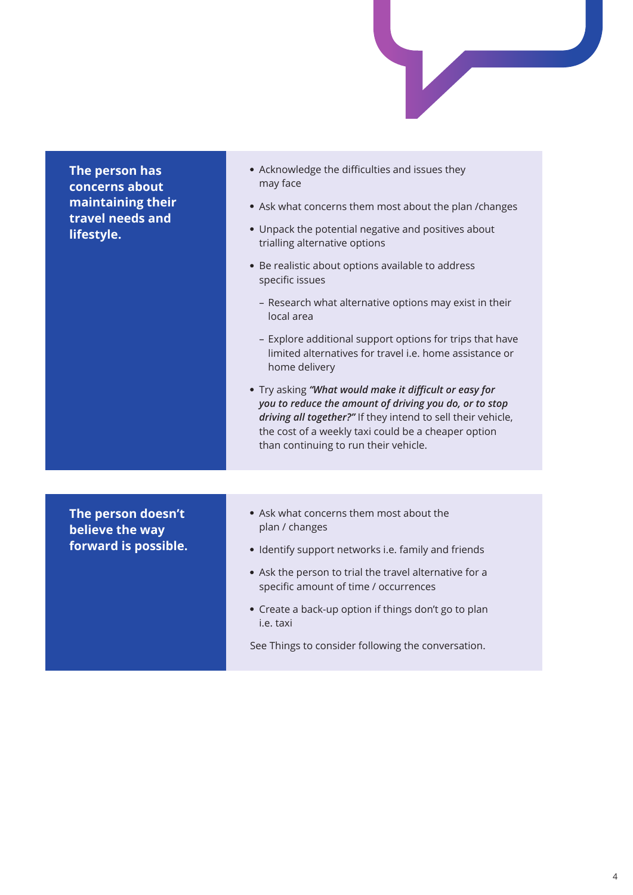**The person has concerns about maintaining their travel needs and lifestyle.**

- Acknowledge the difficulties and issues they may face
- Ask what concerns them most about the plan /changes
- Unpack the potential negative and positives about trialling alternative options
- Be realistic about options available to address specific issues
  - Research what alternative options may exist in their local area
  - Explore additional support options for trips that have limited alternatives for travel i.e. home assistance or home delivery
- Try asking ***"What would make it difficult or easy for you to reduce the amount of driving you do, or to stop driving all together?"*** If they intend to sell their vehicle, the cost of a weekly taxi could be a cheaper option than continuing to run their vehicle.

**The person doesn't believe the way forward is possible.**

- Ask what concerns them most about the plan / changes
- Identify support networks i.e. family and friends
- Ask the person to trial the travel alternative for a specific amount of time / occurrences
- Create a back-up option if things don't go to plan i.e. taxi

See Things to consider following the conversation.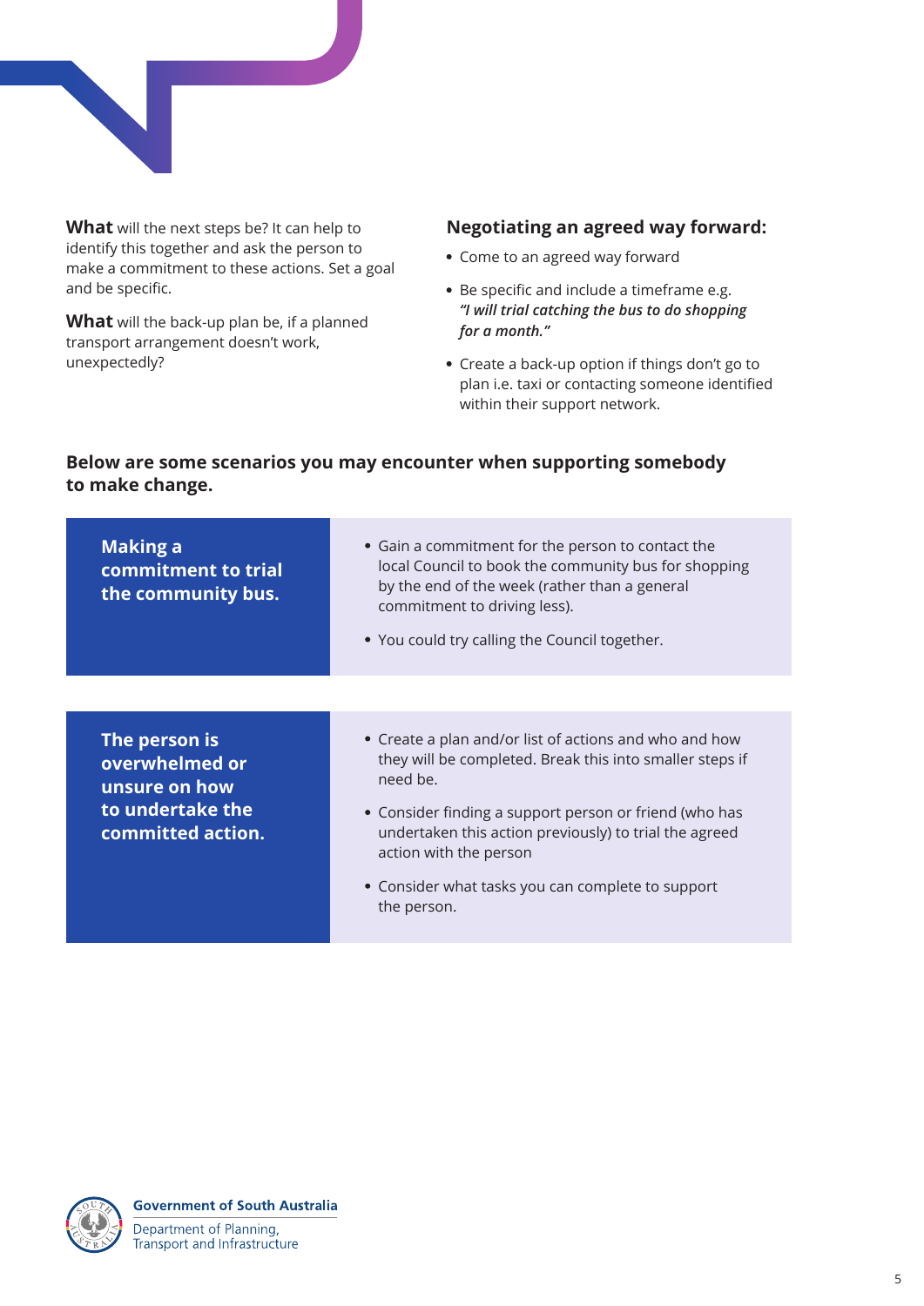**What** will the next steps be? It can help to identify this together and ask the person to make a commitment to these actions. Set a goal and be specific.

**What** will the back-up plan be, if a planned transport arrangement doesn't work, unexpectedly?

### Negotiating an agreed way forward:

- Come to an agreed way forward
- Be specific and include a timeframe e.g. ***"I will trial catching the bus to do shopping for a month."***
- Create a back-up option if things don't go to plan i.e. taxi or contacting someone identified within their support network.

**Below are some scenarios you may encounter when supporting somebody to make change.**

| | |
|---|---|
| **Making a commitment to trial the community bus.** | • Gain a commitment for the person to contact the local Council to book the community bus for shopping by the end of the week (rather than a general commitment to driving less).<br>• You could try calling the Council together. |
| **The person is overwhelmed or unsure on how to undertake the committed action.** | • Create a plan and/or list of actions and who and how they will be completed. Break this into smaller steps if need be.<br>• Consider finding a support person or friend (who has undertaken this action previously) to trial the agreed action with the person<br>• Consider what tasks you can complete to support the person. |

**Government of South Australia**
Department of Planning, Transport and Infrastructure